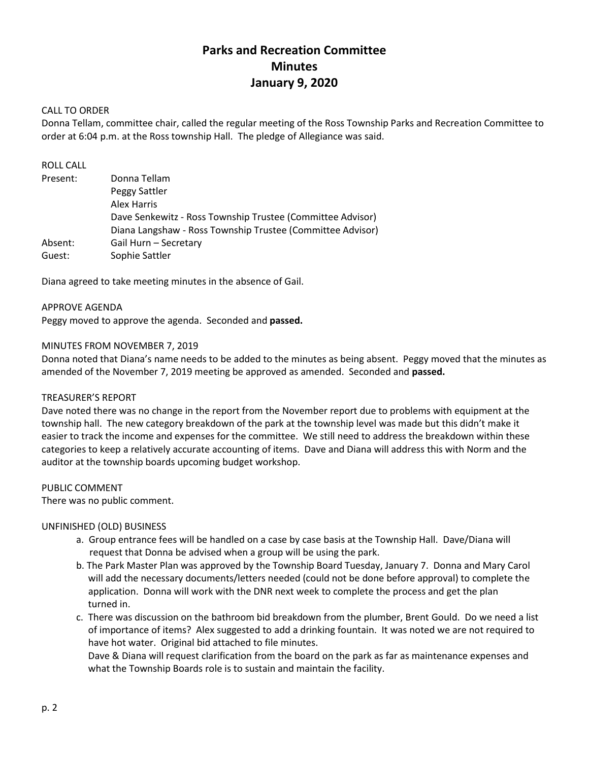# Parks and Recreation Committee
# Minutes
# January 9, 2020

CALL TO ORDER

Donna Tellam, committee chair, called the regular meeting of the Ross Township Parks and Recreation Committee to order at 6:04 p.m. at the Ross township Hall. The pledge of Allegiance was said.

ROLL CALL

| | |
|---|---|
| Present: | Donna Tellam |
| | Peggy Sattler |
| | Alex Harris |
| | Dave Senkewitz - Ross Township Trustee (Committee Advisor) |
| | Diana Langshaw - Ross Township Trustee (Committee Advisor) |
| Absent: | Gail Hurn – Secretary |
| Guest: | Sophie Sattler |

Diana agreed to take meeting minutes in the absence of Gail.

APPROVE AGENDA

Peggy moved to approve the agenda. Seconded and **passed.**

MINUTES FROM NOVEMBER 7, 2019

Donna noted that Diana's name needs to be added to the minutes as being absent. Peggy moved that the minutes as amended of the November 7, 2019 meeting be approved as amended. Seconded and **passed.**

TREASURER'S REPORT

Dave noted there was no change in the report from the November report due to problems with equipment at the township hall. The new category breakdown of the park at the township level was made but this didn't make it easier to track the income and expenses for the committee. We still need to address the breakdown within these categories to keep a relatively accurate accounting of items. Dave and Diana will address this with Norm and the auditor at the township boards upcoming budget workshop.

PUBLIC COMMENT

There was no public comment.

UNFINISHED (OLD) BUSINESS

a. Group entrance fees will be handled on a case by case basis at the Township Hall. Dave/Diana will request that Donna be advised when a group will be using the park.

b. The Park Master Plan was approved by the Township Board Tuesday, January 7. Donna and Mary Carol will add the necessary documents/letters needed (could not be done before approval) to complete the application. Donna will work with the DNR next week to complete the process and get the plan turned in.

c. There was discussion on the bathroom bid breakdown from the plumber, Brent Gould. Do we need a list of importance of items? Alex suggested to add a drinking fountain. It was noted we are not required to have hot water. Original bid attached to file minutes.

   Dave & Diana will request clarification from the board on the park as far as maintenance expenses and what the Township Boards role is to sustain and maintain the facility.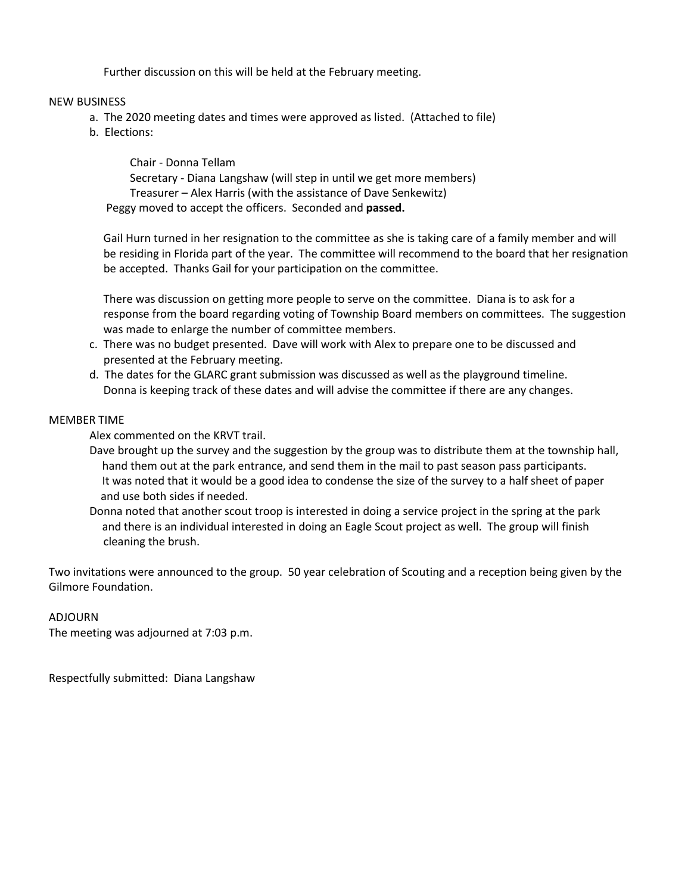Further discussion on this will be held at the February meeting.

NEW BUSINESS

a. The 2020 meeting dates and times were approved as listed. (Attached to file)
b. Elections:

   Chair - Donna Tellam
   Secretary - Diana Langshaw (will step in until we get more members)
   Treasurer – Alex Harris (with the assistance of Dave Senkewitz)

   Peggy moved to accept the officers. Seconded and **passed.**

   Gail Hurn turned in her resignation to the committee as she is taking care of a family member and will be residing in Florida part of the year. The committee will recommend to the board that her resignation be accepted. Thanks Gail for your participation on the committee.

   There was discussion on getting more people to serve on the committee. Diana is to ask for a response from the board regarding voting of Township Board members on committees. The suggestion was made to enlarge the number of committee members.
c. There was no budget presented. Dave will work with Alex to prepare one to be discussed and presented at the February meeting.
d. The dates for the GLARC grant submission was discussed as well as the playground timeline. Donna is keeping track of these dates and will advise the committee if there are any changes.

MEMBER TIME

Alex commented on the KRVT trail.

Dave brought up the survey and the suggestion by the group was to distribute them at the township hall, hand them out at the park entrance, and send them in the mail to past season pass participants. It was noted that it would be a good idea to condense the size of the survey to a half sheet of paper and use both sides if needed.

Donna noted that another scout troop is interested in doing a service project in the spring at the park and there is an individual interested in doing an Eagle Scout project as well. The group will finish cleaning the brush.

Two invitations were announced to the group. 50 year celebration of Scouting and a reception being given by the Gilmore Foundation.

ADJOURN

The meeting was adjourned at 7:03 p.m.

Respectfully submitted: Diana Langshaw